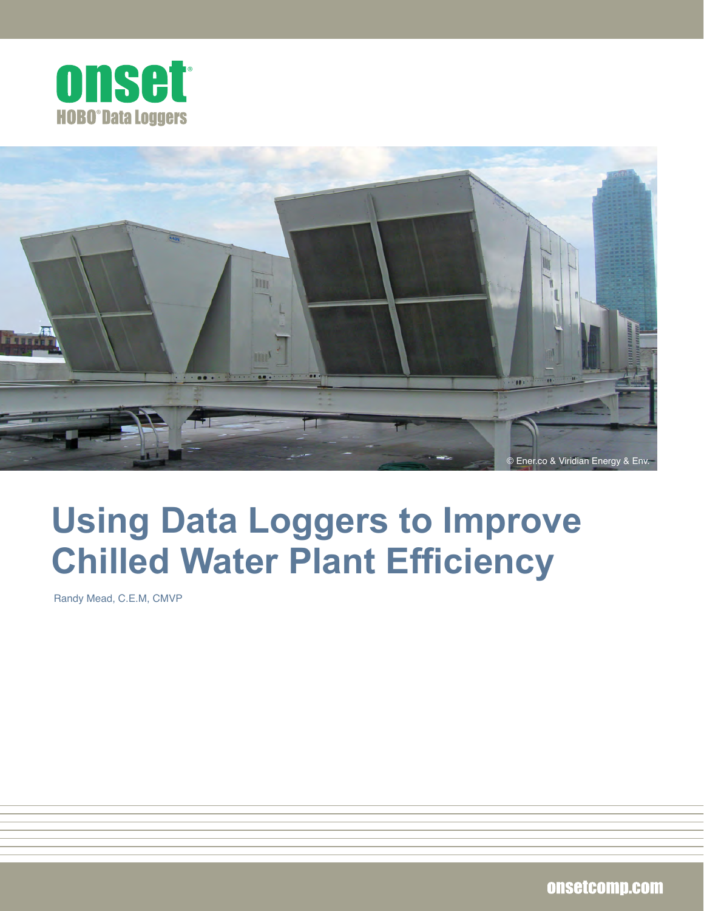onset
HOBO® Data Loggers

© Ener.co & Viridian Energy & Env.

# Using Data Loggers to Improve Chilled Water Plant Efficiency

Randy Mead, C.E.M, CMVP

onsetcomp.com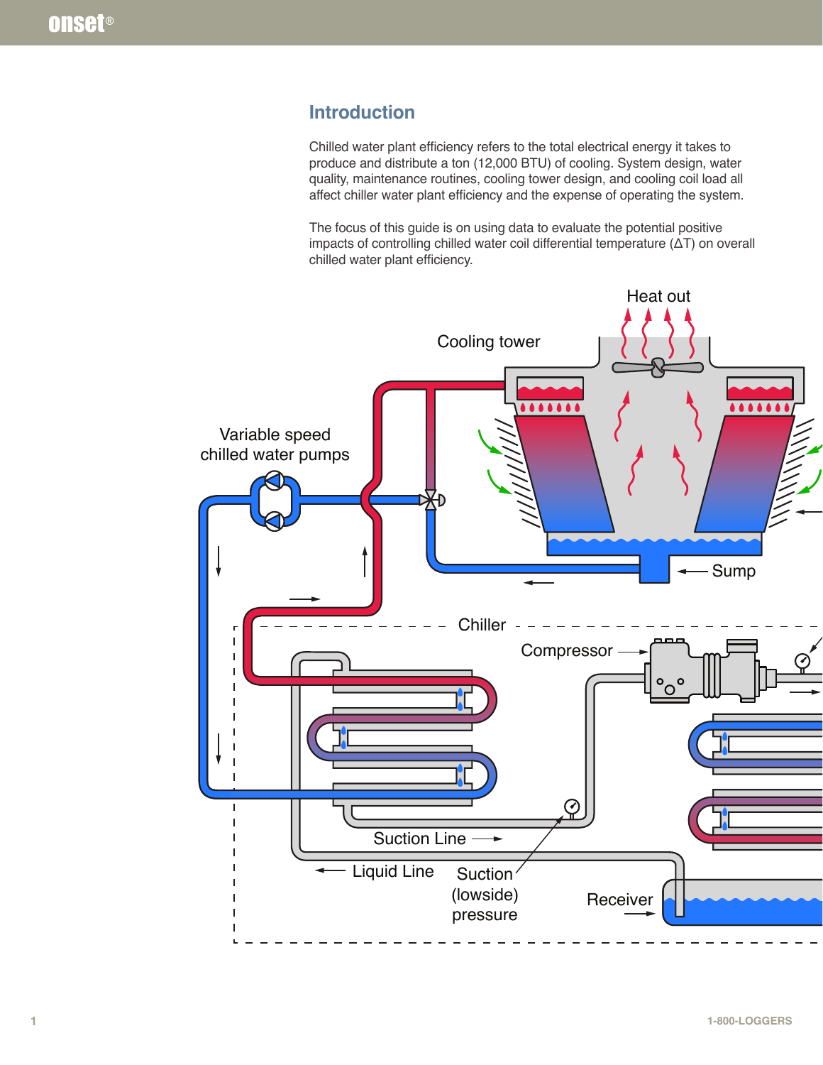## Introduction

Chilled water plant efficiency refers to the total electrical energy it takes to produce and distribute a ton (12,000 BTU) of cooling. System design, water quality, maintenance routines, cooling tower design, and cooling coil load all affect chiller water plant efficiency and the expense of operating the system.

The focus of this guide is on using data to evaluate the potential positive impacts of controlling chilled water coil differential temperature (ΔT) on overall chilled water plant efficiency.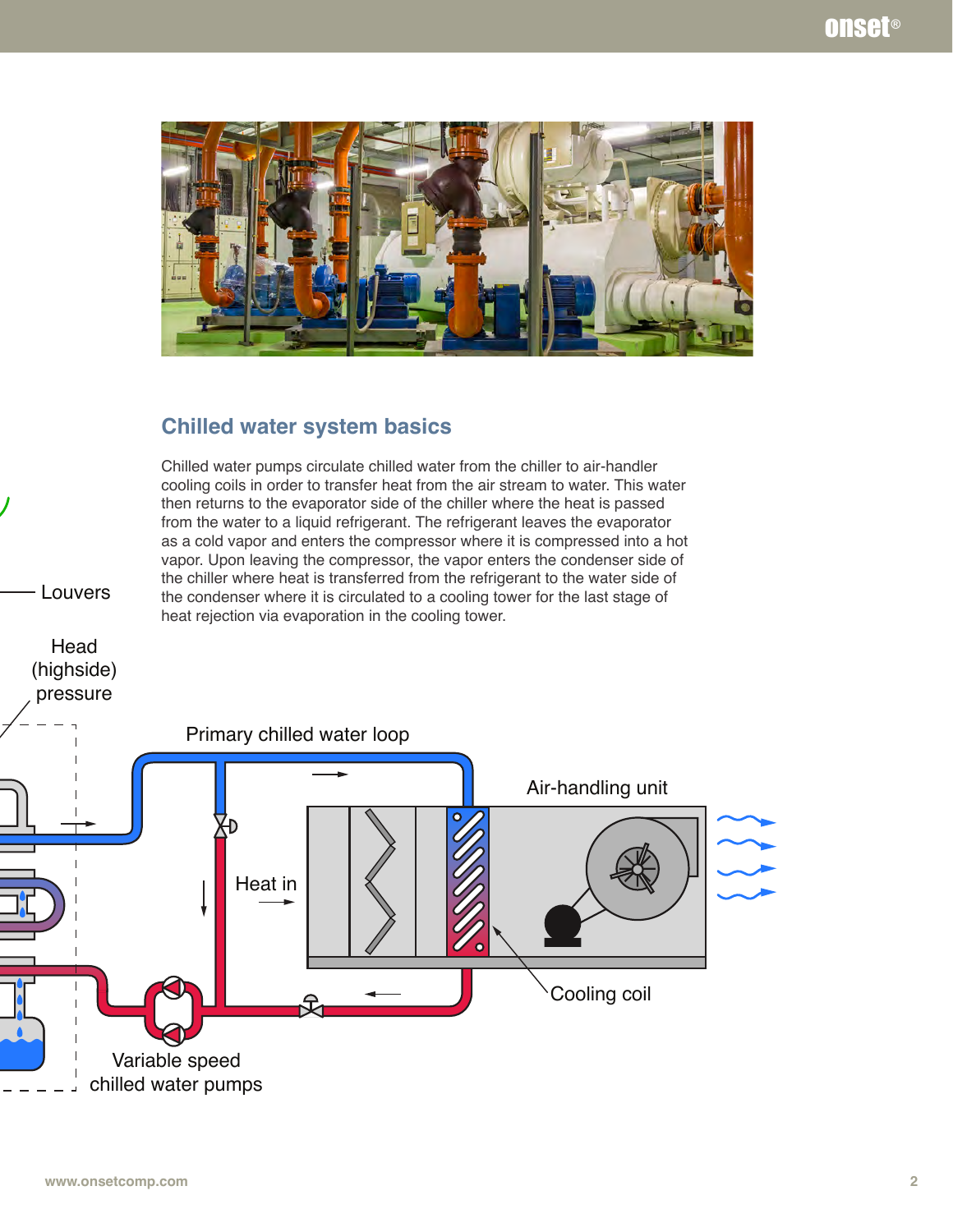## Chilled water system basics

Chilled water pumps circulate chilled water from the chiller to air-handler cooling coils in order to transfer heat from the air stream to water. This water then returns to the evaporator side of the chiller where the heat is passed from the water to a liquid refrigerant. The refrigerant leaves the evaporator as a cold vapor and enters the compressor where it is compressed into a hot vapor. Upon leaving the compressor, the vapor enters the condenser side of the chiller where heat is transferred from the refrigerant to the water side of the condenser where it is circulated to a cooling tower for the last stage of heat rejection via evaporation in the cooling tower.

Louvers

Head (highside) pressure

Primary chilled water loop

Air-handling unit

Heat in

Cooling coil

Variable speed chilled water pumps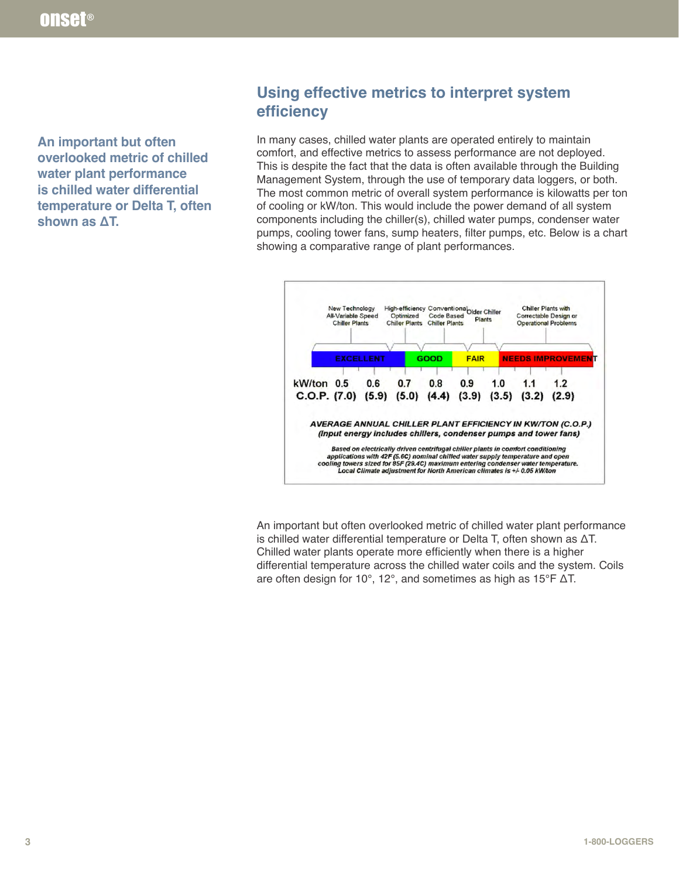## Using effective metrics to interpret system efficiency

**An important but often overlooked metric of chilled water plant performance is chilled water differential temperature or Delta T, often shown as ΔT.**

In many cases, chilled water plants are operated entirely to maintain comfort, and effective metrics to assess performance are not deployed. This is despite the fact that the data is often available through the Building Management System, through the use of temporary data loggers, or both. The most common metric of overall system performance is kilowatts per ton of cooling or kW/ton. This would include the power demand of all system components including the chiller(s), chilled water pumps, condenser water pumps, cooling tower fans, sump heaters, filter pumps, etc. Below is a chart showing a comparative range of plant performances.

| | New Technology All-Variable Speed Chiller Plants | | High-efficiency Optimized Chiller Plants | Conventional Code Based Chiller Plants | Older Chiller Plants | | Chiller Plants with Correctable Design or Operational Problems | |
|---|---|---|---|---|---|---|---|---|
| | EXCELLENT | | GOOD | | FAIR | | NEEDS IMPROVEMENT | |
| kW/ton | 0.5 | 0.6 | 0.7 | 0.8 | 0.9 | 1.0 | 1.1 | 1.2 |
| C.O.P. | (7.0) | (5.9) | (5.0) | (4.4) | (3.9) | (3.5) | (3.2) | (2.9) |

***AVERAGE ANNUAL CHILLER PLANT EFFICIENCY IN KW/TON (C.O.P.)***
***(Input energy includes chillers, condenser pumps and tower fans)***

*Based on electrically driven centrifugal chiller plants in comfort conditioning applications with 42F (5.6C) nominal chilled water supply temperature and open cooling towers sized for 85F (29.4C) maximum entering condenser water temperature. Local Climate adjustment for North American climates is +/- 0.05 kW/ton*

An important but often overlooked metric of chilled water plant performance is chilled water differential temperature or Delta T, often shown as ΔT. Chilled water plants operate more efficiently when there is a higher differential temperature across the chilled water coils and the system. Coils are often design for 10°, 12°, and sometimes as high as 15°F ΔT.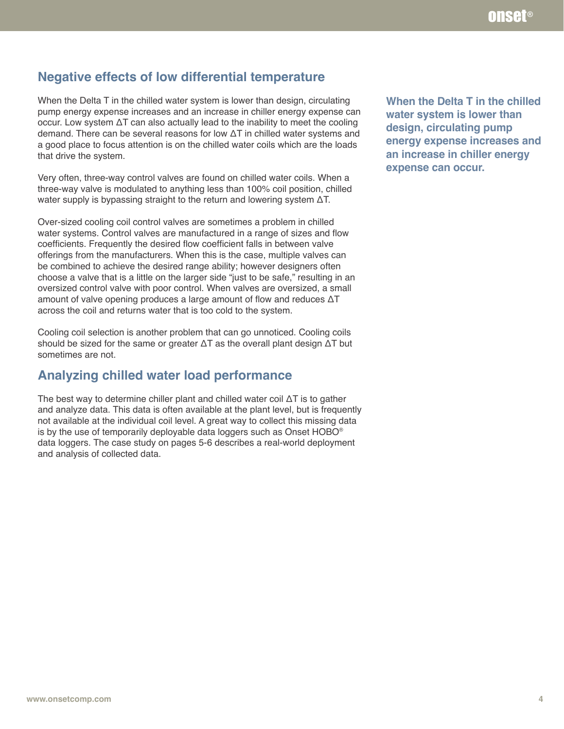## Negative effects of low differential temperature

When the Delta T in the chilled water system is lower than design, circulating pump energy expense increases and an increase in chiller energy expense can occur. Low system ΔT can also actually lead to the inability to meet the cooling demand. There can be several reasons for low ΔT in chilled water systems and a good place to focus attention is on the chilled water coils which are the loads that drive the system.

**When the Delta T in the chilled water system is lower than design, circulating pump energy expense increases and an increase in chiller energy expense can occur.**

Very often, three-way control valves are found on chilled water coils. When a three-way valve is modulated to anything less than 100% coil position, chilled water supply is bypassing straight to the return and lowering system ΔT.

Over-sized cooling coil control valves are sometimes a problem in chilled water systems. Control valves are manufactured in a range of sizes and flow coefficients. Frequently the desired flow coefficient falls in between valve offerings from the manufacturers. When this is the case, multiple valves can be combined to achieve the desired range ability; however designers often choose a valve that is a little on the larger side "just to be safe," resulting in an oversized control valve with poor control. When valves are oversized, a small amount of valve opening produces a large amount of flow and reduces ΔT across the coil and returns water that is too cold to the system.

Cooling coil selection is another problem that can go unnoticed. Cooling coils should be sized for the same or greater ΔT as the overall plant design ΔT but sometimes are not.

## Analyzing chilled water load performance

The best way to determine chiller plant and chilled water coil ΔT is to gather and analyze data. This data is often available at the plant level, but is frequently not available at the individual coil level. A great way to collect this missing data is by the use of temporarily deployable data loggers such as Onset HOBO® data loggers. The case study on pages 5-6 describes a real-world deployment and analysis of collected data.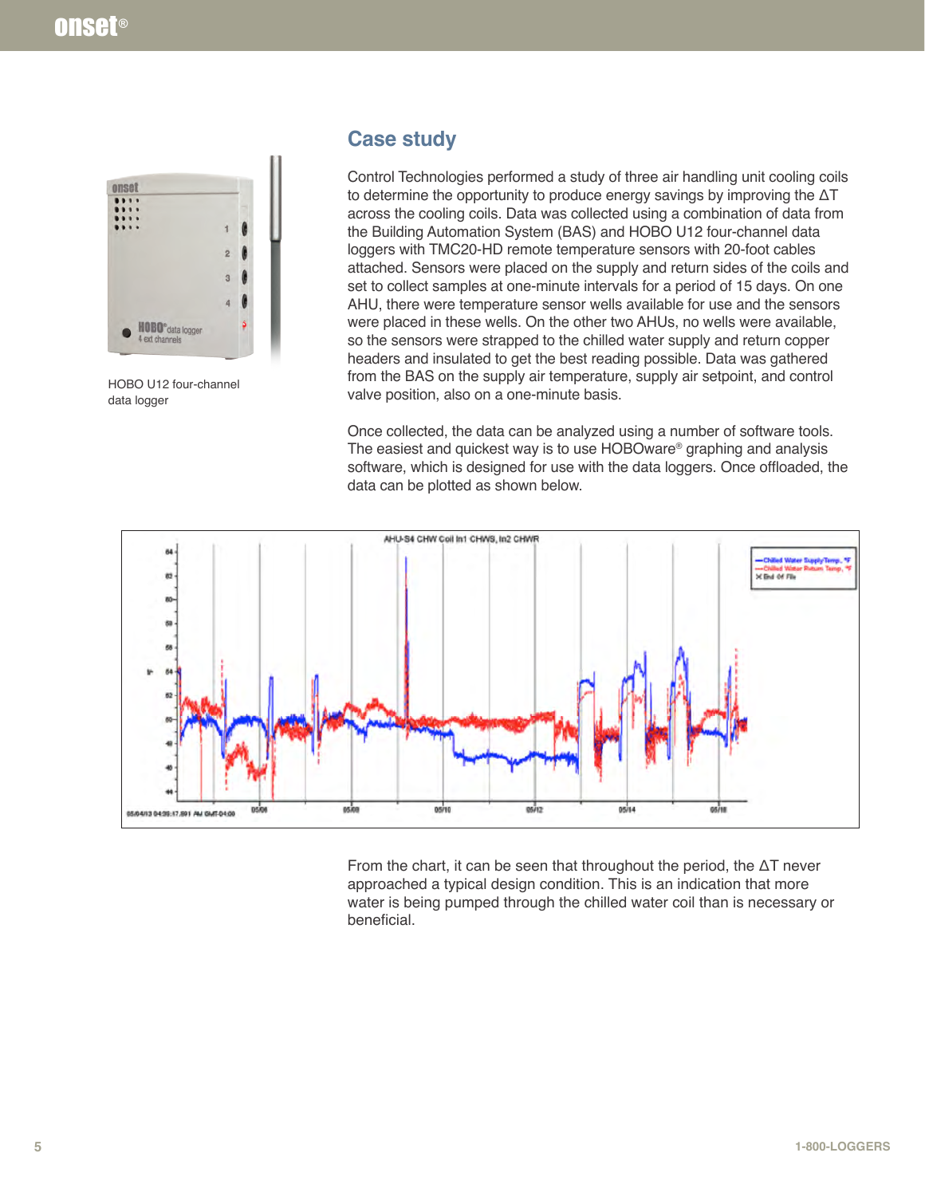HOBO U12 four-channel data logger

## Case study

Control Technologies performed a study of three air handling unit cooling coils to determine the opportunity to produce energy savings by improving the ΔT across the cooling coils. Data was collected using a combination of data from the Building Automation System (BAS) and HOBO U12 four-channel data loggers with TMC20-HD remote temperature sensors with 20-foot cables attached. Sensors were placed on the supply and return sides of the coils and set to collect samples at one-minute intervals for a period of 15 days. On one AHU, there were temperature sensor wells available for use and the sensors were placed in these wells. On the other two AHUs, no wells were available, so the sensors were strapped to the chilled water supply and return copper headers and insulated to get the best reading possible. Data was gathered from the BAS on the supply air temperature, supply air setpoint, and control valve position, also on a one-minute basis.

Once collected, the data can be analyzed using a number of software tools. The easiest and quickest way is to use HOBOware® graphing and analysis software, which is designed for use with the data loggers. Once offloaded, the data can be plotted as shown below.

From the chart, it can be seen that throughout the period, the ΔT never approached a typical design condition. This is an indication that more water is being pumped through the chilled water coil than is necessary or beneficial.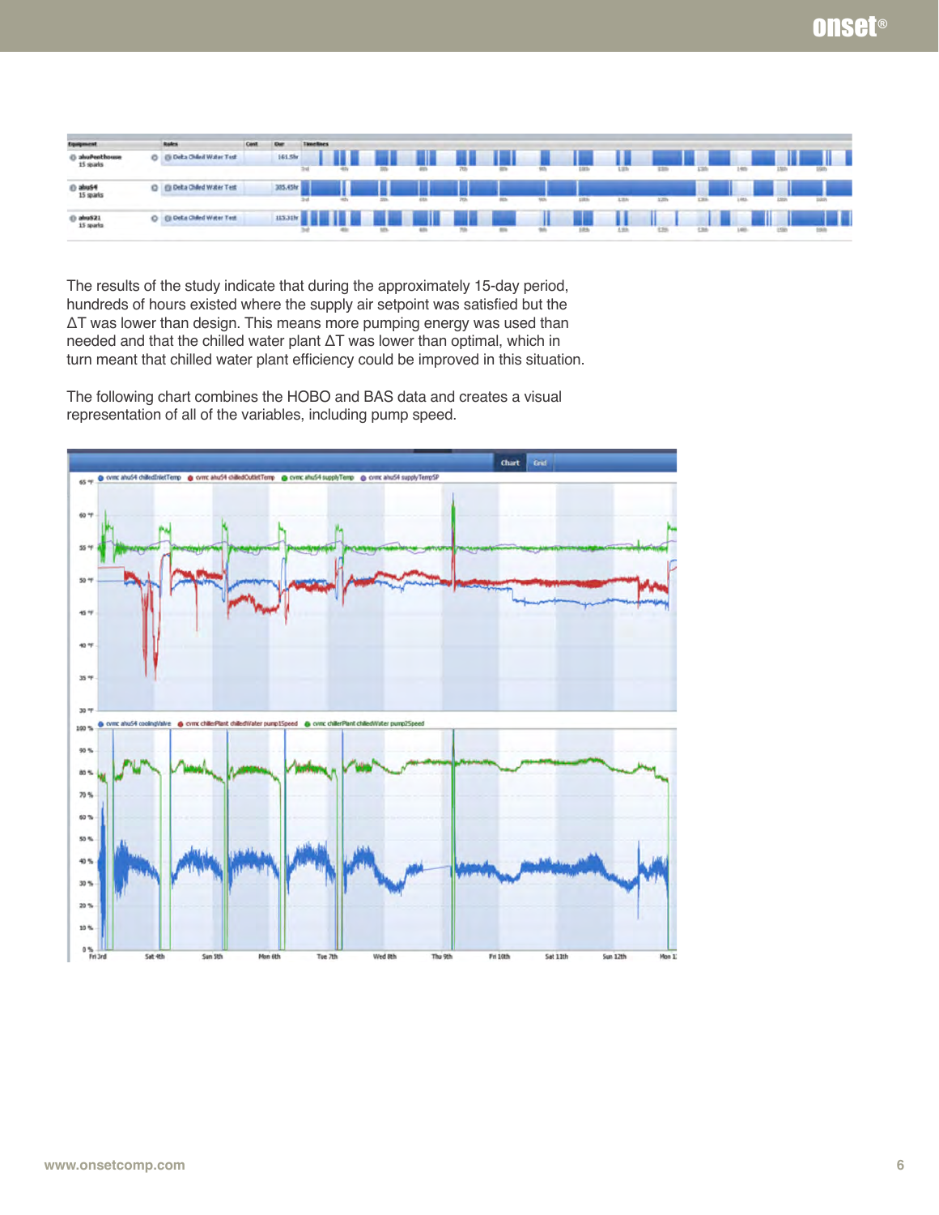The results of the study indicate that during the approximately 15-day period, hundreds of hours existed where the supply air setpoint was satisfied but the ΔT was lower than design. This means more pumping energy was used than needed and that the chilled water plant ΔT was lower than optimal, which in turn meant that chilled water plant efficiency could be improved in this situation.

The following chart combines the HOBO and BAS data and creates a visual representation of all of the variables, including pump speed.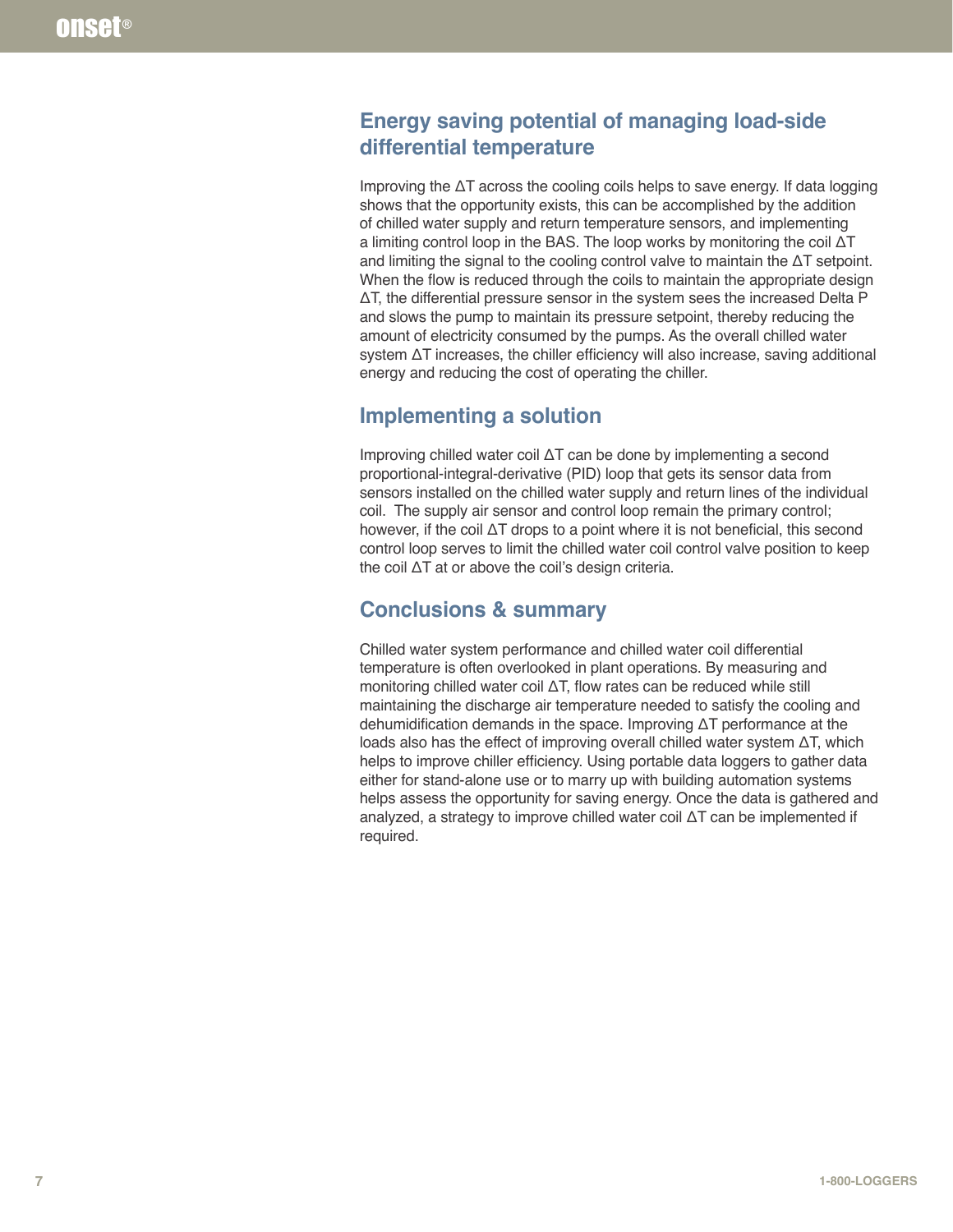## Energy saving potential of managing load-side differential temperature

Improving the ΔT across the cooling coils helps to save energy. If data logging shows that the opportunity exists, this can be accomplished by the addition of chilled water supply and return temperature sensors, and implementing a limiting control loop in the BAS. The loop works by monitoring the coil ΔT and limiting the signal to the cooling control valve to maintain the ΔT setpoint. When the flow is reduced through the coils to maintain the appropriate design ΔT, the differential pressure sensor in the system sees the increased Delta P and slows the pump to maintain its pressure setpoint, thereby reducing the amount of electricity consumed by the pumps. As the overall chilled water system ΔT increases, the chiller efficiency will also increase, saving additional energy and reducing the cost of operating the chiller.

## Implementing a solution

Improving chilled water coil ΔT can be done by implementing a second proportional-integral-derivative (PID) loop that gets its sensor data from sensors installed on the chilled water supply and return lines of the individual coil. The supply air sensor and control loop remain the primary control; however, if the coil ΔT drops to a point where it is not beneficial, this second control loop serves to limit the chilled water coil control valve position to keep the coil ΔT at or above the coil's design criteria.

## Conclusions & summary

Chilled water system performance and chilled water coil differential temperature is often overlooked in plant operations. By measuring and monitoring chilled water coil ΔT, flow rates can be reduced while still maintaining the discharge air temperature needed to satisfy the cooling and dehumidification demands in the space. Improving ΔT performance at the loads also has the effect of improving overall chilled water system ΔT, which helps to improve chiller efficiency. Using portable data loggers to gather data either for stand-alone use or to marry up with building automation systems helps assess the opportunity for saving energy. Once the data is gathered and analyzed, a strategy to improve chilled water coil ΔT can be implemented if required.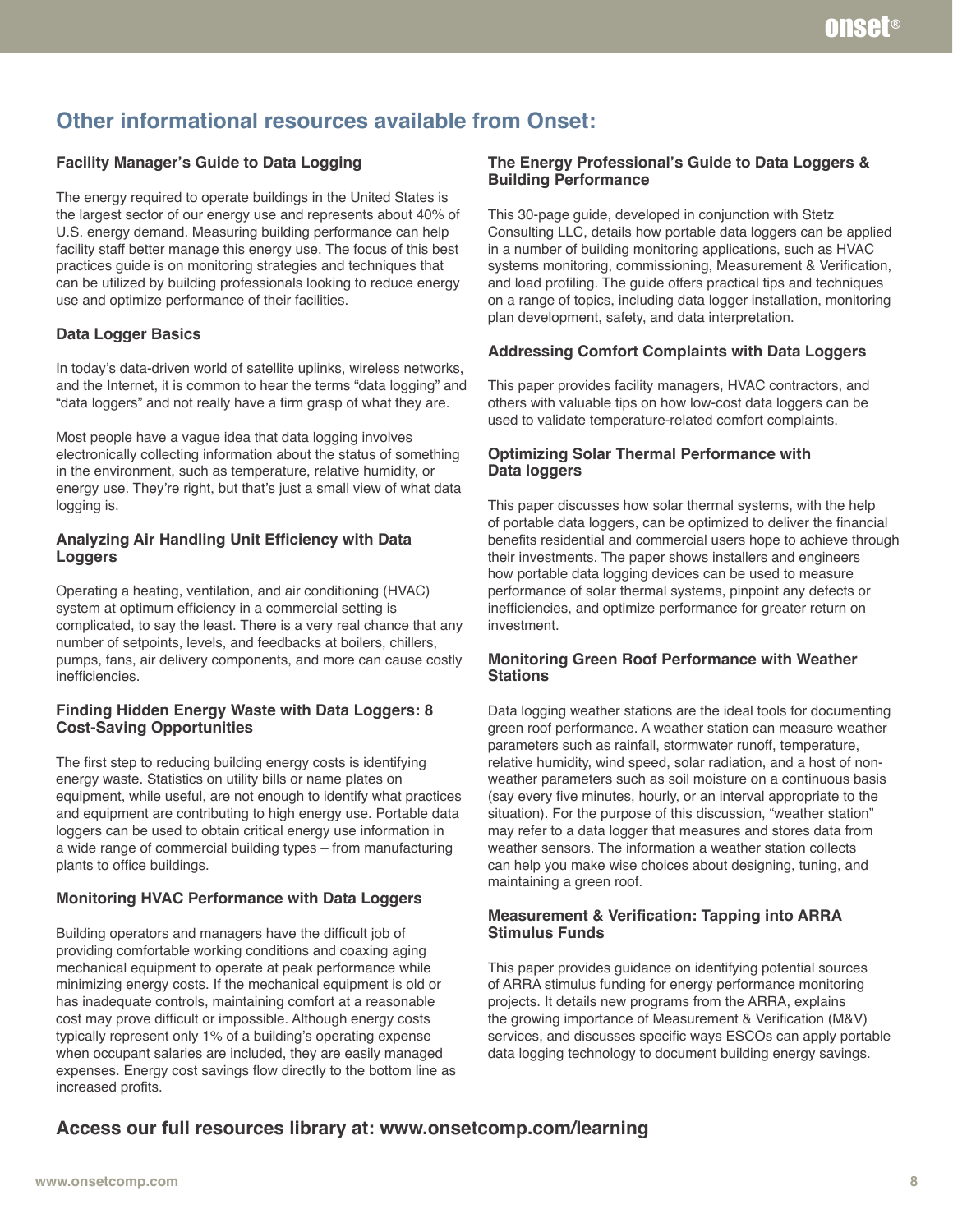## Other informational resources available from Onset:

### Facility Manager's Guide to Data Logging

The energy required to operate buildings in the United States is the largest sector of our energy use and represents about 40% of U.S. energy demand. Measuring building performance can help facility staff better manage this energy use. The focus of this best practices guide is on monitoring strategies and techniques that can be utilized by building professionals looking to reduce energy use and optimize performance of their facilities.

### Data Logger Basics

In today's data-driven world of satellite uplinks, wireless networks, and the Internet, it is common to hear the terms "data logging" and "data loggers" and not really have a firm grasp of what they are.

Most people have a vague idea that data logging involves electronically collecting information about the status of something in the environment, such as temperature, relative humidity, or energy use. They're right, but that's just a small view of what data logging is.

### Analyzing Air Handling Unit Efficiency with Data Loggers

Operating a heating, ventilation, and air conditioning (HVAC) system at optimum efficiency in a commercial setting is complicated, to say the least. There is a very real chance that any number of setpoints, levels, and feedbacks at boilers, chillers, pumps, fans, air delivery components, and more can cause costly inefficiencies.

### Finding Hidden Energy Waste with Data Loggers: 8 Cost-Saving Opportunities

The first step to reducing building energy costs is identifying energy waste. Statistics on utility bills or name plates on equipment, while useful, are not enough to identify what practices and equipment are contributing to high energy use. Portable data loggers can be used to obtain critical energy use information in a wide range of commercial building types – from manufacturing plants to office buildings.

### Monitoring HVAC Performance with Data Loggers

Building operators and managers have the difficult job of providing comfortable working conditions and coaxing aging mechanical equipment to operate at peak performance while minimizing energy costs. If the mechanical equipment is old or has inadequate controls, maintaining comfort at a reasonable cost may prove difficult or impossible. Although energy costs typically represent only 1% of a building's operating expense when occupant salaries are included, they are easily managed expenses. Energy cost savings flow directly to the bottom line as increased profits.

### The Energy Professional's Guide to Data Loggers & Building Performance

This 30-page guide, developed in conjunction with Stetz Consulting LLC, details how portable data loggers can be applied in a number of building monitoring applications, such as HVAC systems monitoring, commissioning, Measurement & Verification, and load profiling. The guide offers practical tips and techniques on a range of topics, including data logger installation, monitoring plan development, safety, and data interpretation.

### Addressing Comfort Complaints with Data Loggers

This paper provides facility managers, HVAC contractors, and others with valuable tips on how low-cost data loggers can be used to validate temperature-related comfort complaints.

### Optimizing Solar Thermal Performance with Data loggers

This paper discusses how solar thermal systems, with the help of portable data loggers, can be optimized to deliver the financial benefits residential and commercial users hope to achieve through their investments. The paper shows installers and engineers how portable data logging devices can be used to measure performance of solar thermal systems, pinpoint any defects or inefficiencies, and optimize performance for greater return on investment.

### Monitoring Green Roof Performance with Weather Stations

Data logging weather stations are the ideal tools for documenting green roof performance. A weather station can measure weather parameters such as rainfall, stormwater runoff, temperature, relative humidity, wind speed, solar radiation, and a host of non-weather parameters such as soil moisture on a continuous basis (say every five minutes, hourly, or an interval appropriate to the situation). For the purpose of this discussion, "weather station" may refer to a data logger that measures and stores data from weather sensors. The information a weather station collects can help you make wise choices about designing, tuning, and maintaining a green roof.

### Measurement & Verification: Tapping into ARRA Stimulus Funds

This paper provides guidance on identifying potential sources of ARRA stimulus funding for energy performance monitoring projects. It details new programs from the ARRA, explains the growing importance of Measurement & Verification (M&V) services, and discusses specific ways ESCOs can apply portable data logging technology to document building energy savings.

## Access our full resources library at: www.onsetcomp.com/learning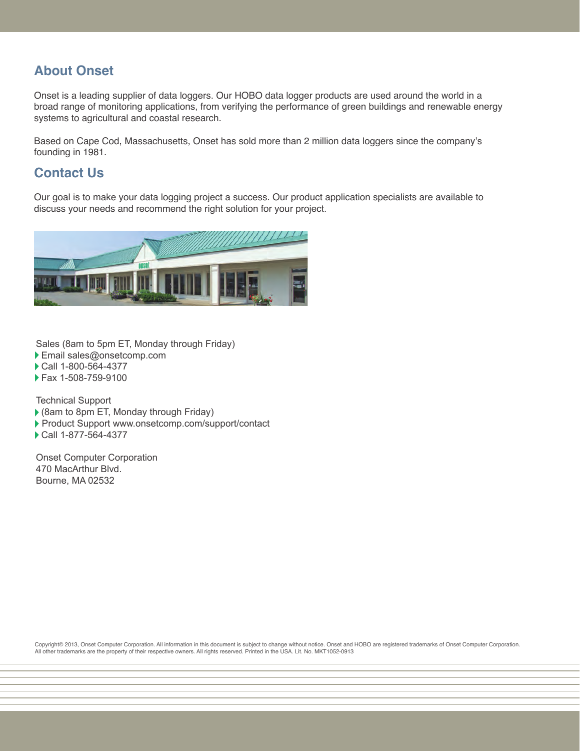## About Onset

Onset is a leading supplier of data loggers. Our HOBO data logger products are used around the world in a broad range of monitoring applications, from verifying the performance of green buildings and renewable energy systems to agricultural and coastal research.

Based on Cape Cod, Massachusetts, Onset has sold more than 2 million data loggers since the company's founding in 1981.

## Contact Us

Our goal is to make your data logging project a success. Our product application specialists are available to discuss your needs and recommend the right solution for your project.

Sales (8am to 5pm ET, Monday through Friday)

- Email sales@onsetcomp.com
- Call 1-800-564-4377
- Fax 1-508-759-9100

Technical Support

- (8am to 8pm ET, Monday through Friday)
- Product Support www.onsetcomp.com/support/contact
- Call 1-877-564-4377

Onset Computer Corporation
470 MacArthur Blvd.
Bourne, MA 02532

Copyright© 2013, Onset Computer Corporation. All information in this document is subject to change without notice. Onset and HOBO are registered trademarks of Onset Computer Corporation. All other trademarks are the property of their respective owners. All rights reserved. Printed in the USA. Lit. No. MKT1052-0913